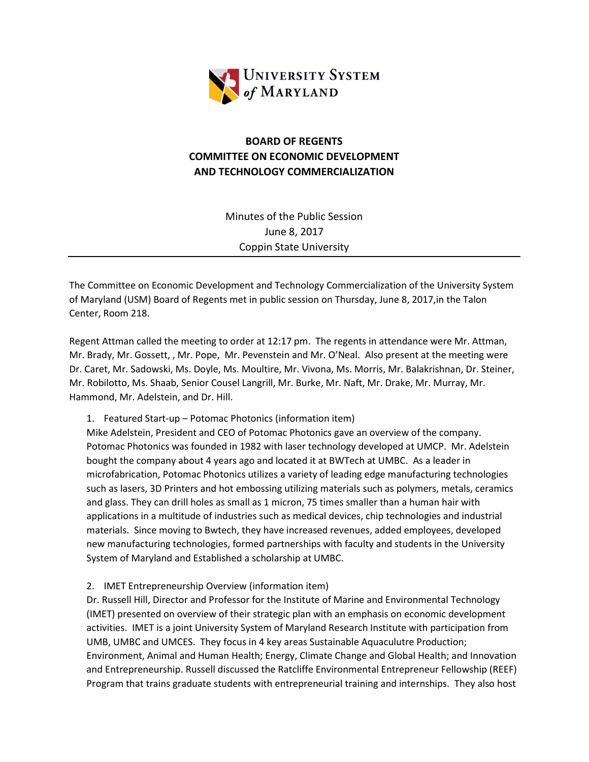UNIVERSITY SYSTEM *of* MARYLAND

**BOARD OF REGENTS**
**COMMITTEE ON ECONOMIC DEVELOPMENT**
**AND TECHNOLOGY COMMERCIALIZATION**

Minutes of the Public Session
June 8, 2017
Coppin State University

---

The Committee on Economic Development and Technology Commercialization of the University System of Maryland (USM) Board of Regents met in public session on Thursday, June 8, 2017,in the Talon Center, Room 218.

Regent Attman called the meeting to order at 12:17 pm. The regents in attendance were Mr. Attman, Mr. Brady, Mr. Gossett, , Mr. Pope, Mr. Pevenstein and Mr. O'Neal. Also present at the meeting were Dr. Caret, Mr. Sadowski, Ms. Doyle, Ms. Moultire, Mr. Vivona, Ms. Morris, Mr. Balakrishnan, Dr. Steiner, Mr. Robilotto, Ms. Shaab, Senior Cousel Langrill, Mr. Burke, Mr. Naft, Mr. Drake, Mr. Murray, Mr. Hammond, Mr. Adelstein, and Dr. Hill.

1. Featured Start-up – Potomac Photonics (information item)
   Mike Adelstein, President and CEO of Potomac Photonics gave an overview of the company. Potomac Photonics was founded in 1982 with laser technology developed at UMCP. Mr. Adelstein bought the company about 4 years ago and located it at BWTech at UMBC. As a leader in microfabrication, Potomac Photonics utilizes a variety of leading edge manufacturing technologies such as lasers, 3D Printers and hot embossing utilizing materials such as polymers, metals, ceramics and glass. They can drill holes as small as 1 micron, 75 times smaller than a human hair with applications in a multitude of industries such as medical devices, chip technologies and industrial materials. Since moving to Bwtech, they have increased revenues, added employees, developed new manufacturing technologies, formed partnerships with faculty and students in the University System of Maryland and Established a scholarship at UMBC.

2. IMET Entrepreneurship Overview (information item)
   Dr. Russell Hill, Director and Professor for the Institute of Marine and Environmental Technology (IMET) presented on overview of their strategic plan with an emphasis on economic development activities. IMET is a joint University System of Maryland Research Institute with participation from UMB, UMBC and UMCES. They focus in 4 key areas Sustainable Aquaculutre Production; Environment, Animal and Human Health; Energy, Climate Change and Global Health; and Innovation and Entrepreneurship. Russell discussed the Ratcliffe Environmental Entrepreneur Fellowship (REEF) Program that trains graduate students with entrepreneurial training and internships. They also host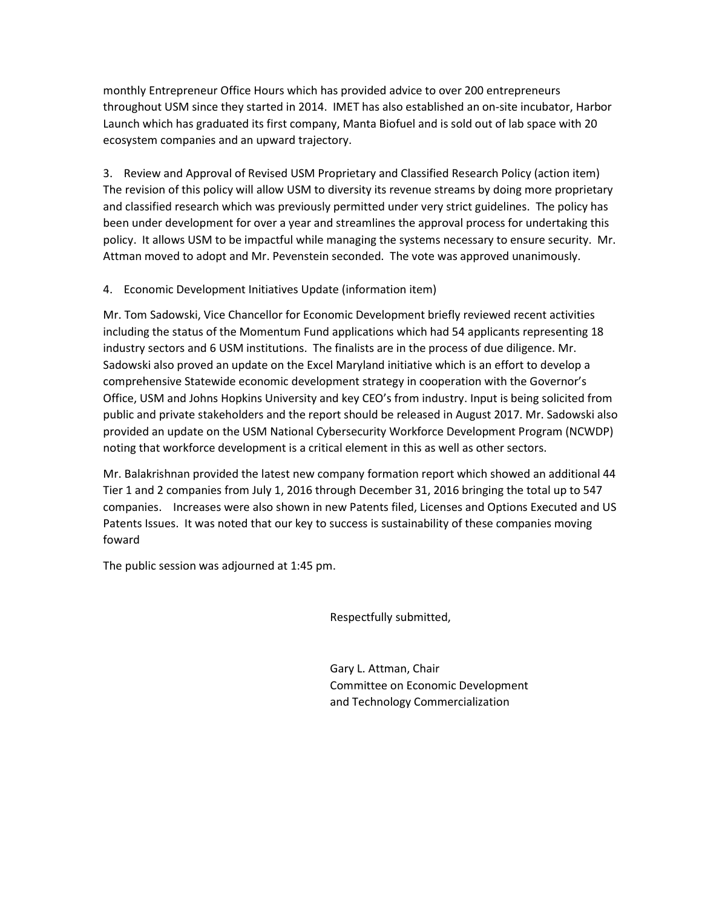monthly Entrepreneur Office Hours which has provided advice to over 200 entrepreneurs throughout USM since they started in 2014. IMET has also established an on-site incubator, Harbor Launch which has graduated its first company, Manta Biofuel and is sold out of lab space with 20 ecosystem companies and an upward trajectory.

3. Review and Approval of Revised USM Proprietary and Classified Research Policy (action item)
The revision of this policy will allow USM to diversity its revenue streams by doing more proprietary and classified research which was previously permitted under very strict guidelines. The policy has been under development for over a year and streamlines the approval process for undertaking this policy. It allows USM to be impactful while managing the systems necessary to ensure security. Mr. Attman moved to adopt and Mr. Pevenstein seconded. The vote was approved unanimously.

4. Economic Development Initiatives Update (information item)

Mr. Tom Sadowski, Vice Chancellor for Economic Development briefly reviewed recent activities including the status of the Momentum Fund applications which had 54 applicants representing 18 industry sectors and 6 USM institutions. The finalists are in the process of due diligence. Mr. Sadowski also proved an update on the Excel Maryland initiative which is an effort to develop a comprehensive Statewide economic development strategy in cooperation with the Governor's Office, USM and Johns Hopkins University and key CEO's from industry. Input is being solicited from public and private stakeholders and the report should be released in August 2017. Mr. Sadowski also provided an update on the USM National Cybersecurity Workforce Development Program (NCWDP) noting that workforce development is a critical element in this as well as other sectors.

Mr. Balakrishnan provided the latest new company formation report which showed an additional 44 Tier 1 and 2 companies from July 1, 2016 through December 31, 2016 bringing the total up to 547 companies. Increases were also shown in new Patents filed, Licenses and Options Executed and US Patents Issues. It was noted that our key to success is sustainability of these companies moving foward

The public session was adjourned at 1:45 pm.

Respectfully submitted,

Gary L. Attman, Chair
Committee on Economic Development
and Technology Commercialization